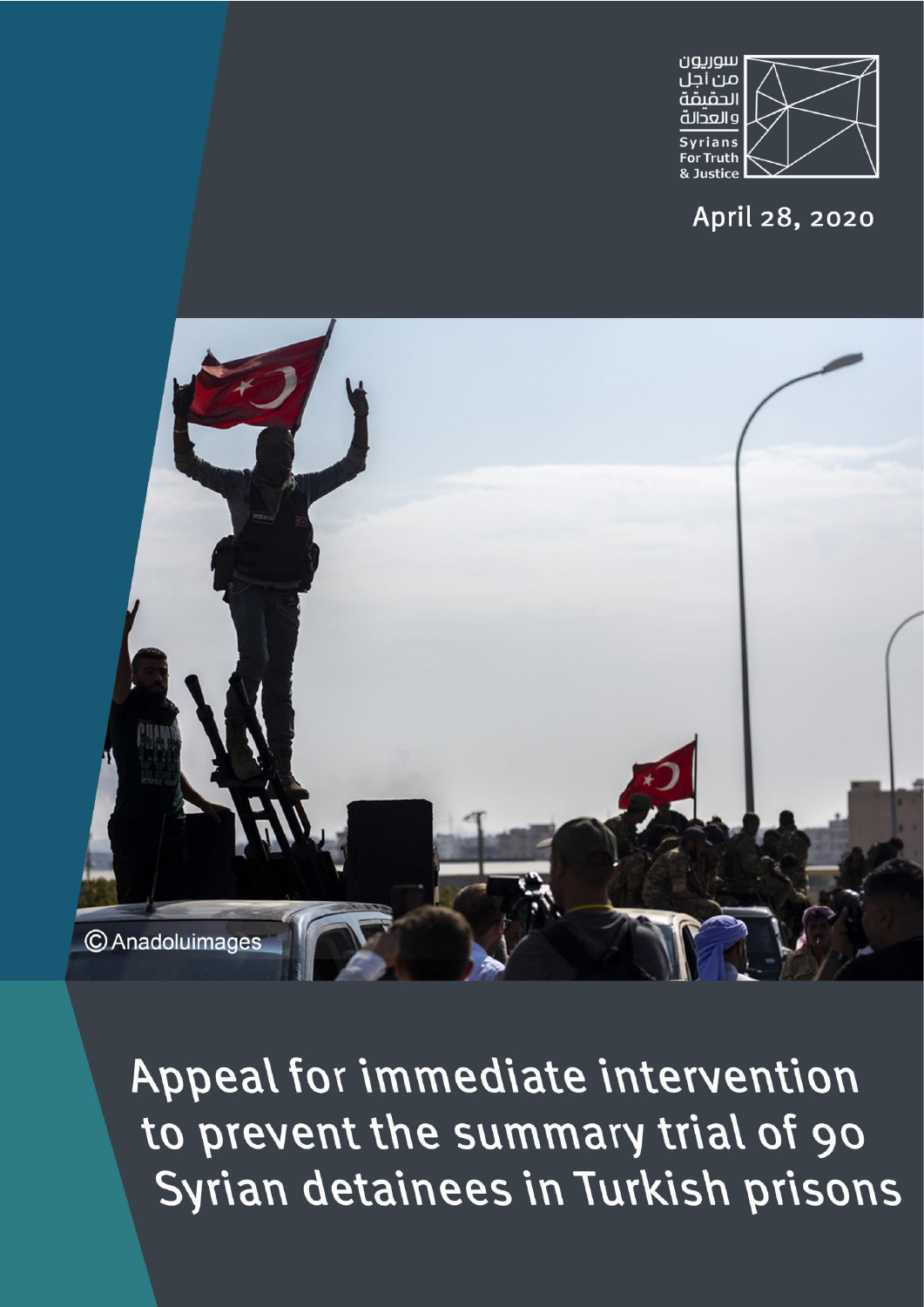سوريون من أجل الحقيقة والعدالة

Syrians For Truth & Justice

April 28, 2020

© Anadoluimages

# Appeal for immediate intervention to prevent the summary trial of 90 Syrian detainees in Turkish prisons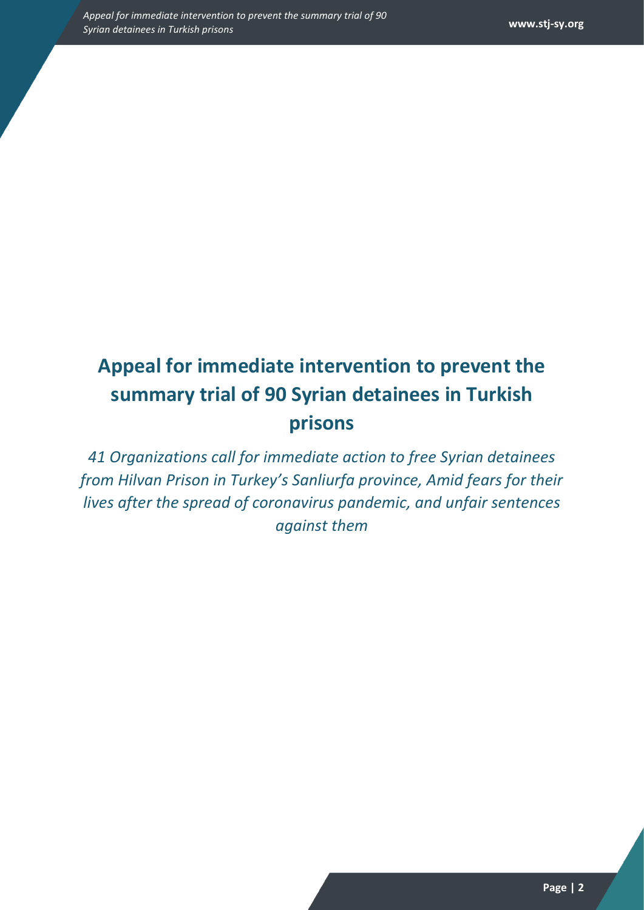# Appeal for immediate intervention to prevent the summary trial of 90 Syrian detainees in Turkish prisons

*41 Organizations call for immediate action to free Syrian detainees from Hilvan Prison in Turkey's Sanliurfa province, Amid fears for their lives after the spread of coronavirus pandemic, and unfair sentences against them*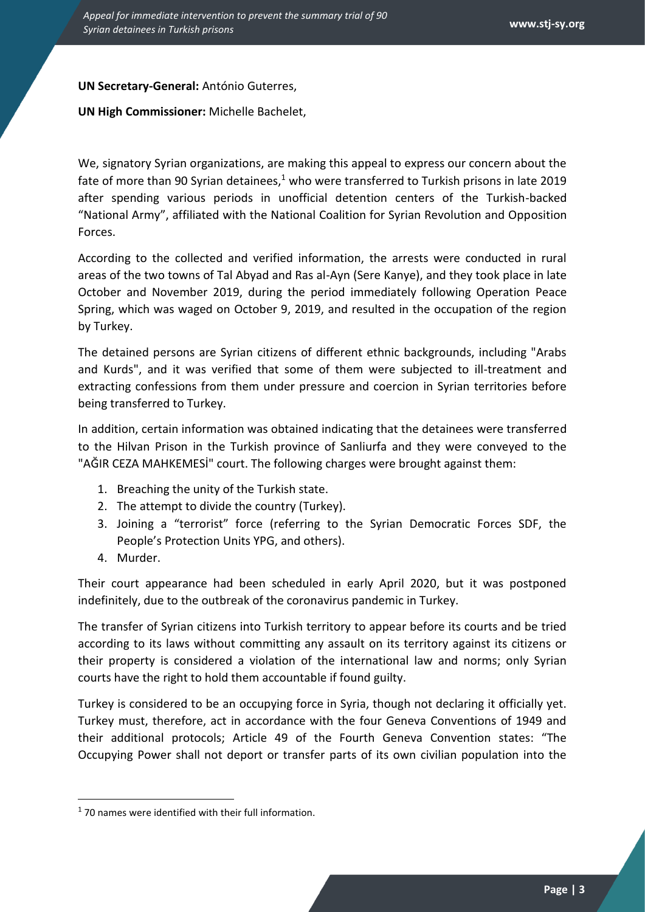**UN Secretary-General:** António Guterres,

**UN High Commissioner:** Michelle Bachelet,

We, signatory Syrian organizations, are making this appeal to express our concern about the fate of more than 90 Syrian detainees,[1] who were transferred to Turkish prisons in late 2019 after spending various periods in unofficial detention centers of the Turkish-backed "National Army", affiliated with the National Coalition for Syrian Revolution and Opposition Forces.

According to the collected and verified information, the arrests were conducted in rural areas of the two towns of Tal Abyad and Ras al-Ayn (Sere Kanye), and they took place in late October and November 2019, during the period immediately following Operation Peace Spring, which was waged on October 9, 2019, and resulted in the occupation of the region by Turkey.

The detained persons are Syrian citizens of different ethnic backgrounds, including "Arabs and Kurds", and it was verified that some of them were subjected to ill-treatment and extracting confessions from them under pressure and coercion in Syrian territories before being transferred to Turkey.

In addition, certain information was obtained indicating that the detainees were transferred to the Hilvan Prison in the Turkish province of Sanliurfa and they were conveyed to the "AĞIR CEZA MAHKEMESİ" court. The following charges were brought against them:

1. Breaching the unity of the Turkish state.
2. The attempt to divide the country (Turkey).
3. Joining a "terrorist" force (referring to the Syrian Democratic Forces SDF, the People's Protection Units YPG, and others).
4. Murder.

Their court appearance had been scheduled in early April 2020, but it was postponed indefinitely, due to the outbreak of the coronavirus pandemic in Turkey.

The transfer of Syrian citizens into Turkish territory to appear before its courts and be tried according to its laws without committing any assault on its territory against its citizens or their property is considered a violation of the international law and norms; only Syrian courts have the right to hold them accountable if found guilty.

Turkey is considered to be an occupying force in Syria, though not declaring it officially yet. Turkey must, therefore, act in accordance with the four Geneva Conventions of 1949 and their additional protocols; Article 49 of the Fourth Geneva Convention states: "The Occupying Power shall not deport or transfer parts of its own civilian population into the

---

[1] 70 names were identified with their full information.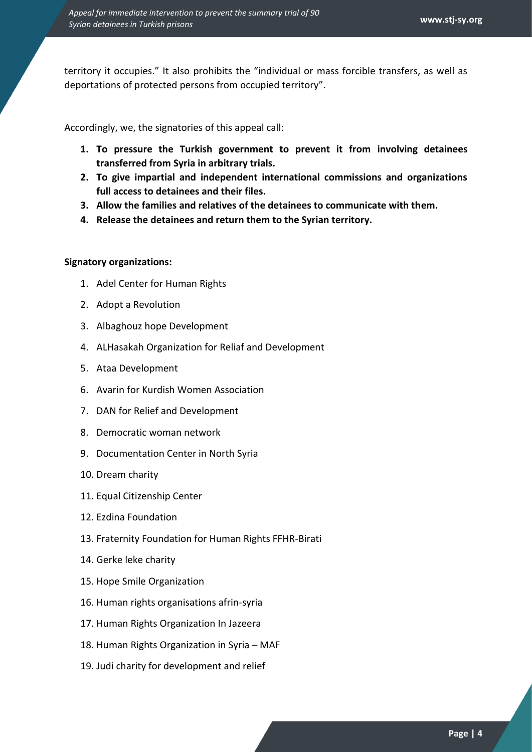territory it occupies." It also prohibits the "individual or mass forcible transfers, as well as deportations of protected persons from occupied territory".

Accordingly, we, the signatories of this appeal call:

1. **To pressure the Turkish government to prevent it from involving detainees transferred from Syria in arbitrary trials.**
2. **To give impartial and independent international commissions and organizations full access to detainees and their files.**
3. **Allow the families and relatives of the detainees to communicate with them.**
4. **Release the detainees and return them to the Syrian territory.**

**Signatory organizations:**

1. Adel Center for Human Rights
2. Adopt a Revolution
3. Albaghouz hope Development
4. ALHasakah Organization for Reliaf and Development
5. Ataa Development
6. Avarin for Kurdish Women Association
7. DAN for Relief and Development
8. Democratic woman network
9. Documentation Center in North Syria
10. Dream charity
11. Equal Citizenship Center
12. Ezdina Foundation
13. Fraternity Foundation for Human Rights FFHR-Birati
14. Gerke leke charity
15. Hope Smile Organization
16. Human rights organisations afrin-syria
17. Human Rights Organization In Jazeera
18. Human Rights Organization in Syria – MAF
19. Judi charity for development and relief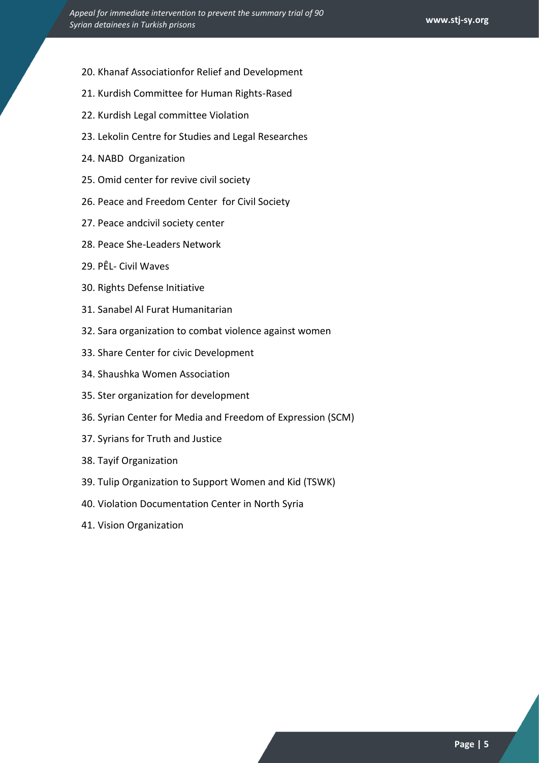20. Khanaf Associationfor Relief and Development
21. Kurdish Committee for Human Rights-Rased
22. Kurdish Legal committee Violation
23. Lekolin Centre for Studies and Legal Researches
24. NABD Organization
25. Omid center for revive civil society
26. Peace and Freedom Center for Civil Society
27. Peace andcivil society center
28. Peace She-Leaders Network
29. PÊL- Civil Waves
30. Rights Defense Initiative
31. Sanabel Al Furat Humanitarian
32. Sara organization to combat violence against women
33. Share Center for civic Development
34. Shaushka Women Association
35. Ster organization for development
36. Syrian Center for Media and Freedom of Expression (SCM)
37. Syrians for Truth and Justice
38. Tayif Organization
39. Tulip Organization to Support Women and Kid (TSWK)
40. Violation Documentation Center in North Syria
41. Vision Organization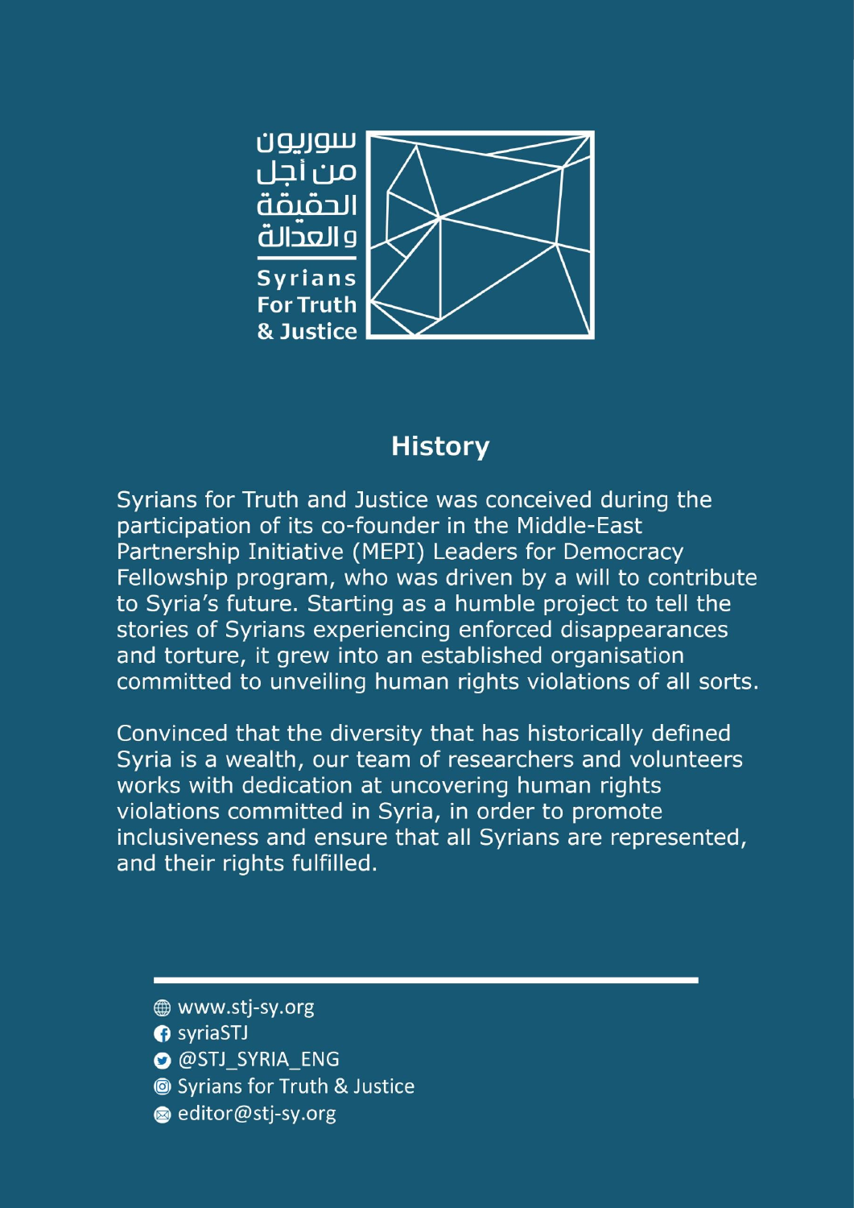سوريون
من أجل
الحقيقة
والعدالة

Syrians
For Truth
& Justice

## History

Syrians for Truth and Justice was conceived during the participation of its co-founder in the Middle-East Partnership Initiative (MEPI) Leaders for Democracy Fellowship program, who was driven by a will to contribute to Syria's future. Starting as a humble project to tell the stories of Syrians experiencing enforced disappearances and torture, it grew into an established organisation committed to unveiling human rights violations of all sorts.

Convinced that the diversity that has historically defined Syria is a wealth, our team of researchers and volunteers works with dedication at uncovering human rights violations committed in Syria, in order to promote inclusiveness and ensure that all Syrians are represented, and their rights fulfilled.

---

- www.stj-sy.org
- syriaSTJ
- @STJ_SYRIA_ENG
- Syrians for Truth & Justice
- editor@stj-sy.org